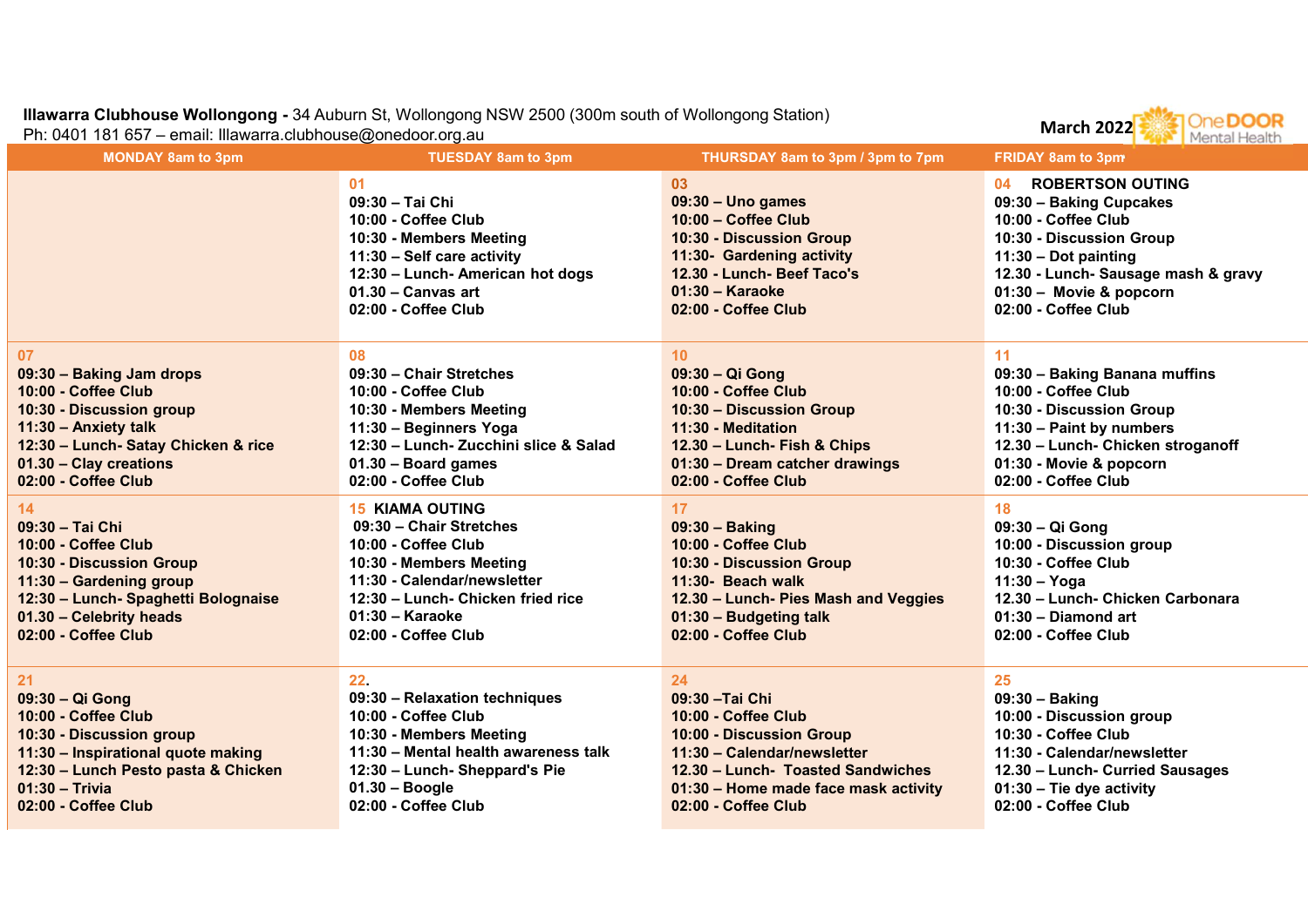**Illawarra Clubhouse Wollongong -** 34 Auburn St, Wollongong NSW 2500 (300m south of Wollongong Station)
Ph: 0401 181 657 – email: Illawarra.clubhouse@onedoor.org.au

**March 2022**

OneDOOR Mental Health

| MONDAY 8am to 3pm | TUESDAY 8am to 3pm | THURSDAY 8am to 3pm / 3pm to 7pm | FRIDAY 8am to 3pm |
|---|---|---|---|
| | 01<br>09:30 – Tai Chi<br>10:00 - Coffee Club<br>10:30 - Members Meeting<br>11:30 – Self care activity<br>12:30 – Lunch- American hot dogs<br>01.30 – Canvas art<br>02:00 - Coffee Club | 03<br>09:30 – Uno games<br>10:00 – Coffee Club<br>10:30 - Discussion Group<br>11:30- Gardening activity<br>12.30 - Lunch- Beef Taco's<br>01:30 – Karaoke<br>02:00 - Coffee Club | 04 ROBERTSON OUTING<br>09:30 – Baking Cupcakes<br>10:00 - Coffee Club<br>10:30 - Discussion Group<br>11:30 – Dot painting<br>12.30 - Lunch- Sausage mash & gravy<br>01:30 – Movie & popcorn<br>02:00 - Coffee Club |
| 07<br>09:30 – Baking Jam drops<br>10:00 - Coffee Club<br>10:30 - Discussion group<br>11:30 – Anxiety talk<br>12:30 – Lunch- Satay Chicken & rice<br>01.30 – Clay creations<br>02:00 - Coffee Club | 08<br>09:30 – Chair Stretches<br>10:00 - Coffee Club<br>10:30 - Members Meeting<br>11:30 – Beginners Yoga<br>12:30 – Lunch- Zucchini slice & Salad<br>01.30 – Board games<br>02:00 - Coffee Club | 10<br>09:30 – Qi Gong<br>10:00 - Coffee Club<br>10:30 – Discussion Group<br>11:30 - Meditation<br>12.30 - Lunch- Fish & Chips<br>01:30 – Dream catcher drawings<br>02:00 - Coffee Club | 11<br>09:30 – Baking Banana muffins<br>10:00 - Coffee Club<br>10:30 - Discussion Group<br>11:30 – Paint by numbers<br>12.30 – Lunch- Chicken stroganoff<br>01:30 - Movie & popcorn<br>02:00 - Coffee Club |
| 14<br>09:30 – Tai Chi<br>10:00 - Coffee Club<br>10:30 - Discussion Group<br>11:30 – Gardening group<br>12:30 – Lunch- Spaghetti Bolognaise<br>01.30 – Celebrity heads<br>02:00 - Coffee Club | 15 KIAMA OUTING<br>09:30 – Chair Stretches<br>10:00 - Coffee Club<br>10:30 - Members Meeting<br>11:30 - Calendar/newsletter<br>12:30 – Lunch- Chicken fried rice<br>01:30 – Karaoke<br>02:00 - Coffee Club | 17<br>09:30 – Baking<br>10:00 - Coffee Club<br>10:30 - Discussion Group<br>11:30- Beach walk<br>12.30 – Lunch- Pies Mash and Veggies<br>01:30 – Budgeting talk<br>02:00 - Coffee Club | 18<br>09:30 – Qi Gong<br>10:00 - Discussion group<br>10:30 - Coffee Club<br>11:30 – Yoga<br>12.30 – Lunch- Chicken Carbonara<br>01:30 – Diamond art<br>02:00 - Coffee Club |
| 21<br>09:30 – Qi Gong<br>10:00 - Coffee Club<br>10:30 - Discussion group<br>11:30 – Inspirational quote making<br>12:30 – Lunch Pesto pasta & Chicken<br>01:30 – Trivia<br>02:00 - Coffee Club | 22.<br>09:30 – Relaxation techniques<br>10:00 - Coffee Club<br>10:30 - Members Meeting<br>11:30 – Mental health awareness talk<br>12:30 – Lunch- Sheppard's Pie<br>01.30 – Boogle<br>02:00 - Coffee Club | 24<br>09:30 –Tai Chi<br>10:00 - Coffee Club<br>10:00 - Discussion Group<br>11:30 – Calendar/newsletter<br>12.30 – Lunch- Toasted Sandwiches<br>01:30 – Home made face mask activity<br>02:00 - Coffee Club | 25<br>09:30 – Baking<br>10:00 - Discussion group<br>10:30 - Coffee Club<br>11:30 - Calendar/newsletter<br>12.30 – Lunch- Curried Sausages<br>01:30 – Tie dye activity<br>02:00 - Coffee Club |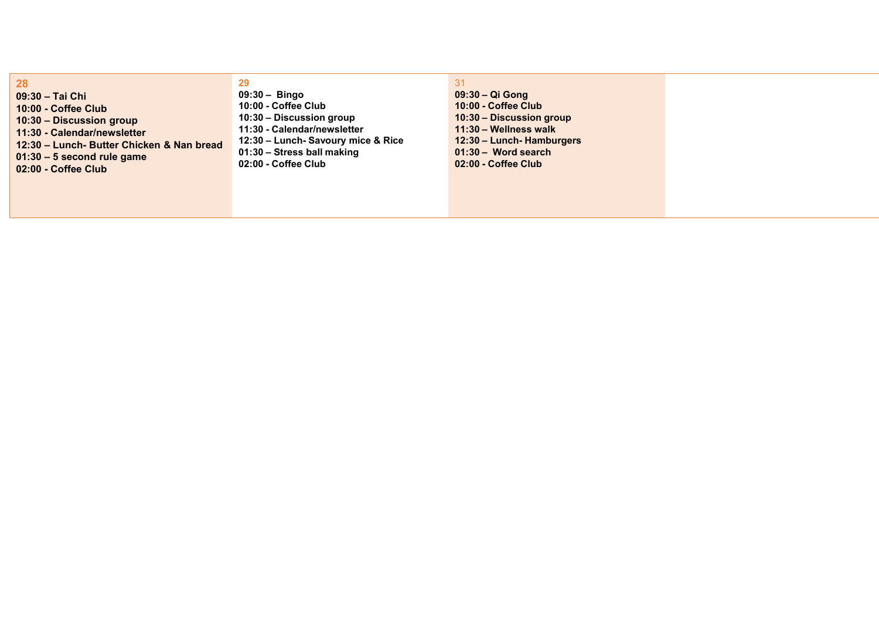| 28 | 29 | 31 | |
|---|---|---|---|
| **09:30 – Tai Chi**<br>**10:00 - Coffee Club**<br>**10:30 – Discussion group**<br>**11:30 - Calendar/newsletter**<br>**12:30 – Lunch- Butter Chicken & Nan bread**<br>**01:30 – 5 second rule game**<br>**02:00 - Coffee Club** | **09:30 – Bingo**<br>**10:00 - Coffee Club**<br>**10:30 – Discussion group**<br>**11:30 - Calendar/newsletter**<br>**12:30 – Lunch- Savoury mice & Rice**<br>**01:30 – Stress ball making**<br>**02:00 - Coffee Club** | **09:30 – Qi Gong**<br>**10:00 - Coffee Club**<br>**10:30 – Discussion group**<br>**11:30 – Wellness walk**<br>**12:30 – Lunch- Hamburgers**<br>**01:30 – Word search**<br>**02:00 - Coffee Club** | |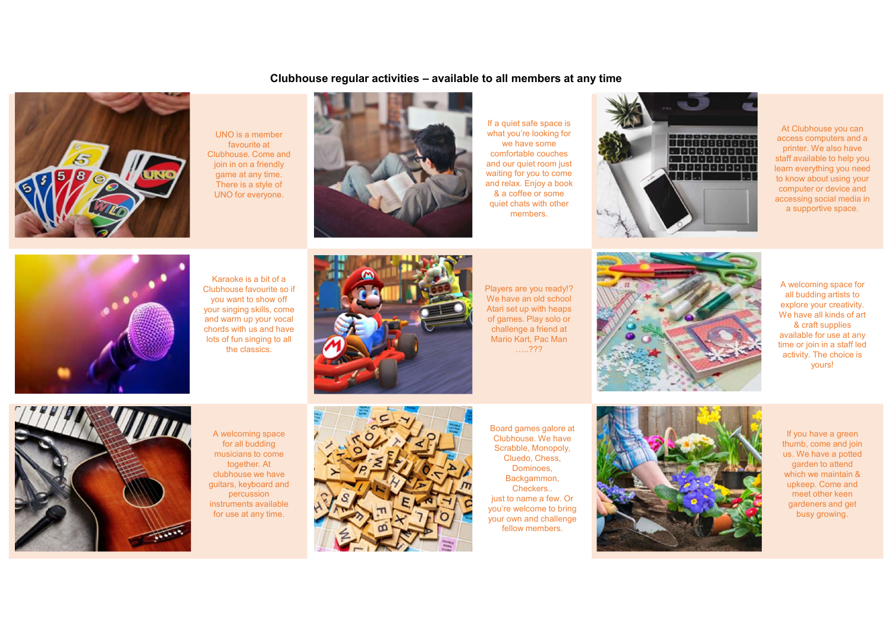**Clubhouse regular activities – available to all members at any time**

UNO is a member favourite at Clubhouse. Come and join in on a friendly game at any time. There is a style of UNO for everyone.

If a quiet safe space is what you're looking for we have some comfortable couches and our quiet room just waiting for you to come and relax. Enjoy a book & a coffee or some quiet chats with other members.

At Clubhouse you can access computers and a printer. We also have staff available to help you learn everything you need to know about using your computer or device and accessing social media in a supportive space.

Karaoke is a bit of a Clubhouse favourite so if you want to show off your singing skills, come and warm up your vocal chords with us and have lots of fun singing to all the classics.

Players are you ready!? We have an old school Atari set up with heaps of games. Play solo or challenge a friend at Mario Kart, Pac Man …..???

A welcoming space for all budding artists to explore your creativity. We have all kinds of art & craft supplies available for use at any time or join in a staff led activity. The choice is yours!

A welcoming space for all budding musicians to come together. At clubhouse we have guitars, keyboard and percussion instruments available for use at any time.

Board games galore at Clubhouse. We have Scrabble, Monopoly, Cluedo, Chess, Dominoes, Backgammon, Checkers.. just to name a few. Or you're welcome to bring your own and challenge fellow members.

If you have a green thumb, come and join us. We have a potted garden to attend which we maintain & upkeep. Come and meet other keen gardeners and get busy growing.